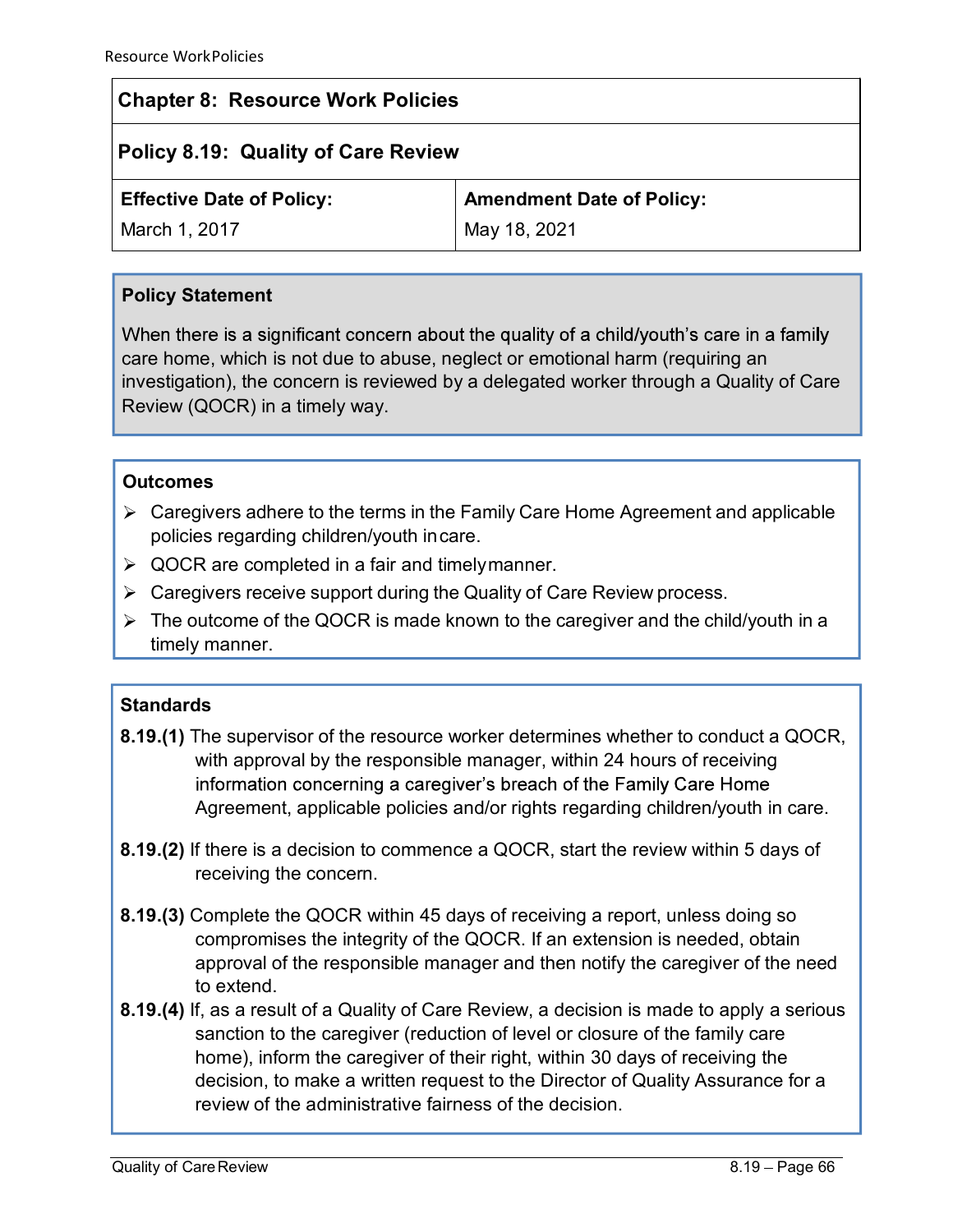# Chapter 8: Resource Work Policies

## Policy 8.19: Quality of Care Review

| Effective Date of Policy: | Amendment Date of Policy: |
| --- | --- |
| March 1, 2017 | May 18, 2021 |

### Policy Statement

When there is a significant concern about the quality of a child/youth's care in a family care home, which is not due to abuse, neglect or emotional harm (requiring an investigation), the concern is reviewed by a delegated worker through a Quality of Care Review (QOCR) in a timely way.

### Outcomes

- Caregivers adhere to the terms in the Family Care Home Agreement and applicable policies regarding children/youth in care.
- QOCR are completed in a fair and timely manner.
- Caregivers receive support during the Quality of Care Review process.
- The outcome of the QOCR is made known to the caregiver and the child/youth in a timely manner.

### Standards

**8.19.(1)** The supervisor of the resource worker determines whether to conduct a QOCR, with approval by the responsible manager, within 24 hours of receiving information concerning a caregiver's breach of the Family Care Home Agreement, applicable policies and/or rights regarding children/youth in care.

**8.19.(2)** If there is a decision to commence a QOCR, start the review within 5 days of receiving the concern.

**8.19.(3)** Complete the QOCR within 45 days of receiving a report, unless doing so compromises the integrity of the QOCR. If an extension is needed, obtain approval of the responsible manager and then notify the caregiver of the need to extend.

**8.19.(4)** If, as a result of a Quality of Care Review, a decision is made to apply a serious sanction to the caregiver (reduction of level or closure of the family care home), inform the caregiver of their right, within 30 days of receiving the decision, to make a written request to the Director of Quality Assurance for a review of the administrative fairness of the decision.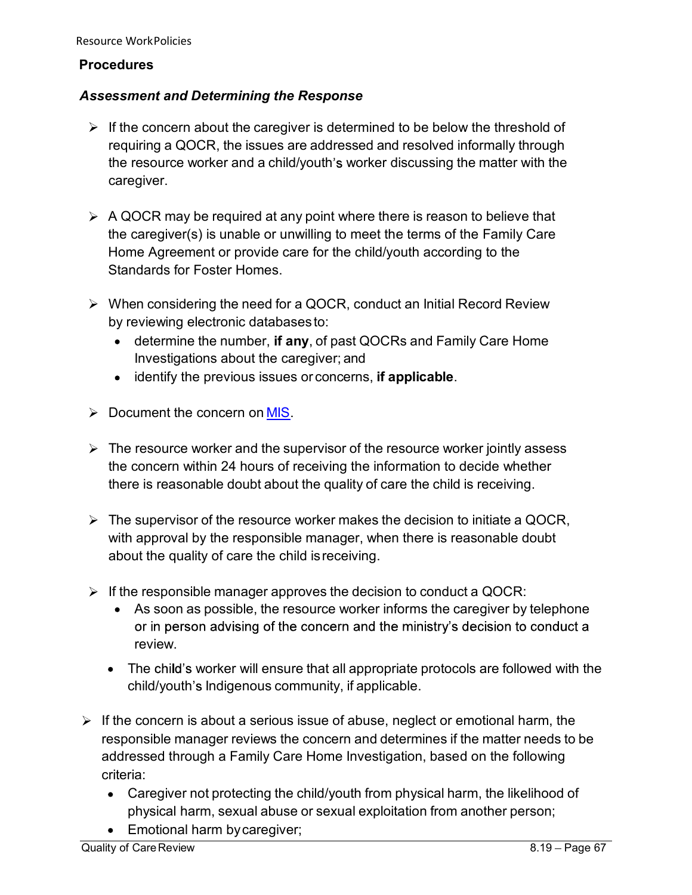## Procedures

### *Assessment and Determining the Response*

- If the concern about the caregiver is determined to be below the threshold of requiring a QOCR, the issues are addressed and resolved informally through the resource worker and a child/youth's worker discussing the matter with the caregiver.
- A QOCR may be required at any point where there is reason to believe that the caregiver(s) is unable or unwilling to meet the terms of the Family Care Home Agreement or provide care for the child/youth according to the Standards for Foster Homes.
- When considering the need for a QOCR, conduct an Initial Record Review by reviewing electronic databases to:
  - determine the number, **if any**, of past QOCRs and Family Care Home Investigations about the caregiver; and
  - identify the previous issues or concerns, **if applicable**.
- Document the concern on MIS.
- The resource worker and the supervisor of the resource worker jointly assess the concern within 24 hours of receiving the information to decide whether there is reasonable doubt about the quality of care the child is receiving.
- The supervisor of the resource worker makes the decision to initiate a QOCR, with approval by the responsible manager, when there is reasonable doubt about the quality of care the child is receiving.
- If the responsible manager approves the decision to conduct a QOCR:
  - As soon as possible, the resource worker informs the caregiver by telephone or in person advising of the concern and the ministry's decision to conduct a review.
  - The child's worker will ensure that all appropriate protocols are followed with the child/youth's Indigenous community, if applicable.
- If the concern is about a serious issue of abuse, neglect or emotional harm, the responsible manager reviews the concern and determines if the matter needs to be addressed through a Family Care Home Investigation, based on the following criteria:
  - Caregiver not protecting the child/youth from physical harm, the likelihood of physical harm, sexual abuse or sexual exploitation from another person;
  - Emotional harm by caregiver;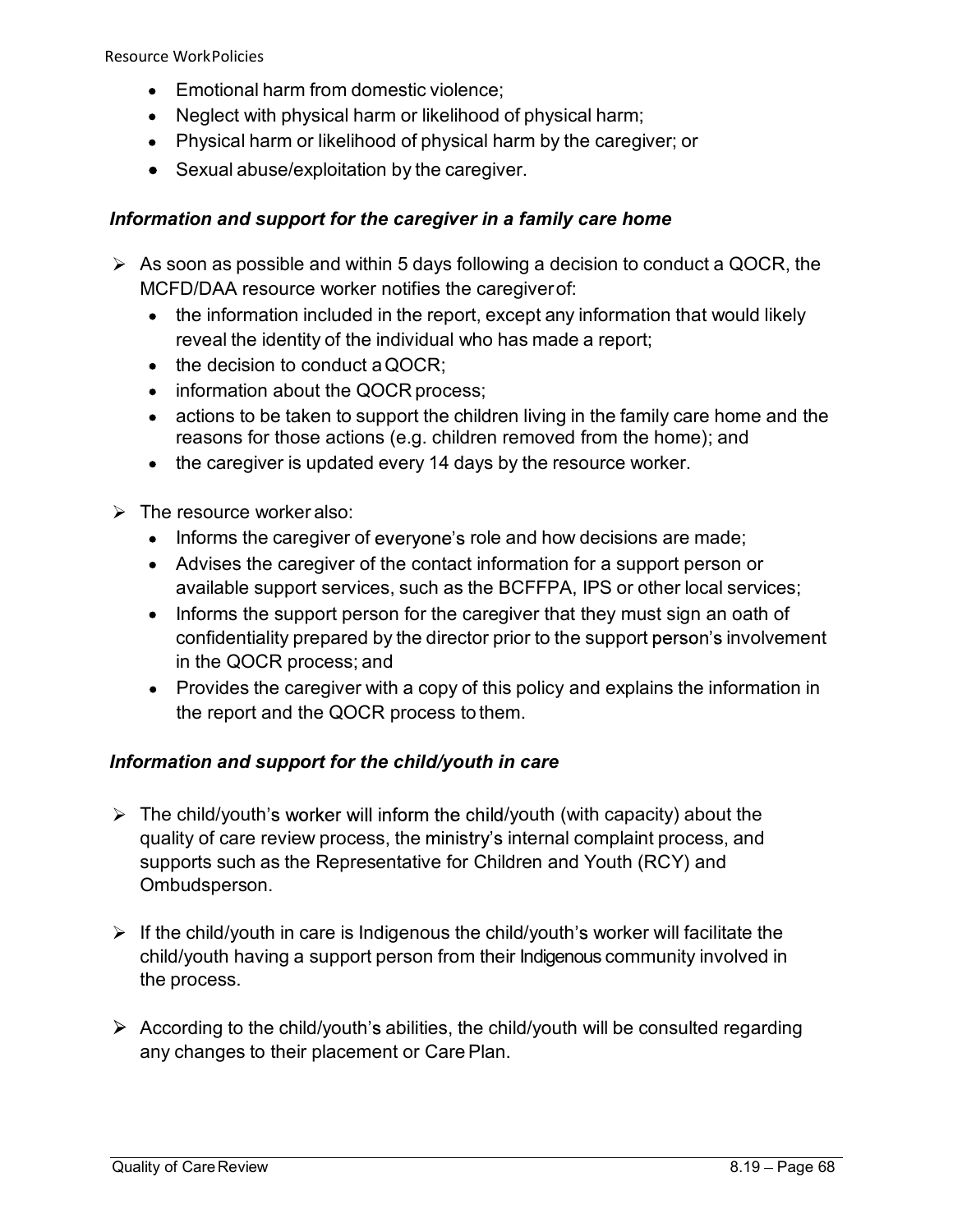- Emotional harm from domestic violence;
- Neglect with physical harm or likelihood of physical harm;
- Physical harm or likelihood of physical harm by the caregiver; or
- Sexual abuse/exploitation by the caregiver.

***Information and support for the caregiver in a family care home***

- As soon as possible and within 5 days following a decision to conduct a QOCR, the MCFD/DAA resource worker notifies the caregiver of:
  - the information included in the report, except any information that would likely reveal the identity of the individual who has made a report;
  - the decision to conduct a QOCR;
  - information about the QOCR process;
  - actions to be taken to support the children living in the family care home and the reasons for those actions (e.g. children removed from the home); and
  - the caregiver is updated every 14 days by the resource worker.
- The resource worker also:
  - Informs the caregiver of everyone's role and how decisions are made;
  - Advises the caregiver of the contact information for a support person or available support services, such as the BCFFPA, IPS or other local services;
  - Informs the support person for the caregiver that they must sign an oath of confidentiality prepared by the director prior to the support person's involvement in the QOCR process; and
  - Provides the caregiver with a copy of this policy and explains the information in the report and the QOCR process to them.

***Information and support for the child/youth in care***

- The child/youth's worker will inform the child/youth (with capacity) about the quality of care review process, the ministry's internal complaint process, and supports such as the Representative for Children and Youth (RCY) and Ombudsperson.
- If the child/youth in care is Indigenous the child/youth's worker will facilitate the child/youth having a support person from their Indigenous community involved in the process.
- According to the child/youth's abilities, the child/youth will be consulted regarding any changes to their placement or Care Plan.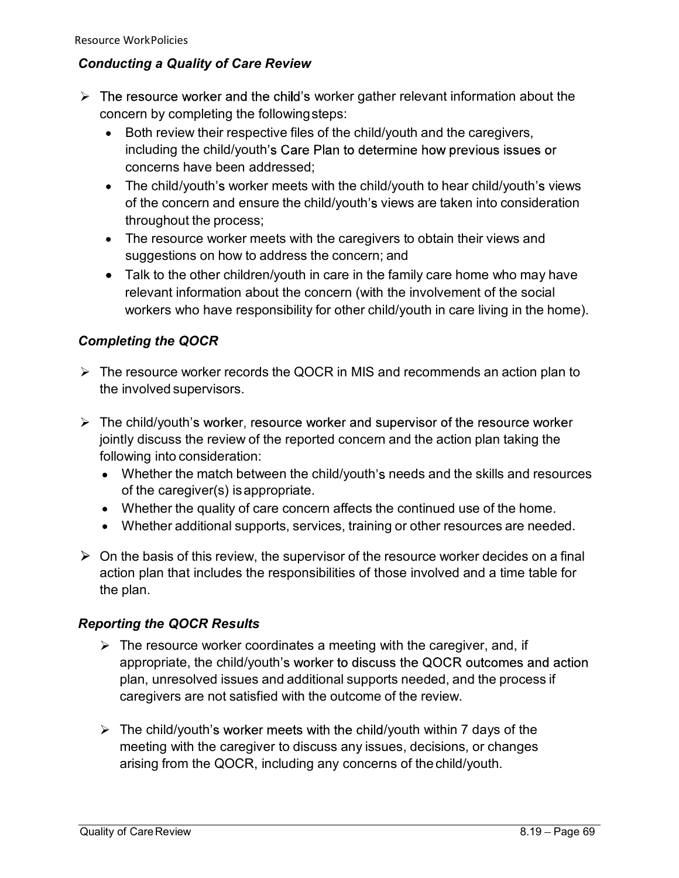### *Conducting a Quality of Care Review*

- The resource worker and the child's worker gather relevant information about the concern by completing the following steps:
  - Both review their respective files of the child/youth and the caregivers, including the child/youth's Care Plan to determine how previous issues or concerns have been addressed;
  - The child/youth's worker meets with the child/youth to hear child/youth's views of the concern and ensure the child/youth's views are taken into consideration throughout the process;
  - The resource worker meets with the caregivers to obtain their views and suggestions on how to address the concern; and
  - Talk to the other children/youth in care in the family care home who may have relevant information about the concern (with the involvement of the social workers who have responsibility for other child/youth in care living in the home).

### *Completing the QOCR*

- The resource worker records the QOCR in MIS and recommends an action plan to the involved supervisors.
- The child/youth's worker, resource worker and supervisor of the resource worker jointly discuss the review of the reported concern and the action plan taking the following into consideration:
  - Whether the match between the child/youth's needs and the skills and resources of the caregiver(s) is appropriate.
  - Whether the quality of care concern affects the continued use of the home.
  - Whether additional supports, services, training or other resources are needed.
- On the basis of this review, the supervisor of the resource worker decides on a final action plan that includes the responsibilities of those involved and a time table for the plan.

### *Reporting the QOCR Results*

- The resource worker coordinates a meeting with the caregiver, and, if appropriate, the child/youth's worker to discuss the QOCR outcomes and action plan, unresolved issues and additional supports needed, and the process if caregivers are not satisfied with the outcome of the review.
- The child/youth's worker meets with the child/youth within 7 days of the meeting with the caregiver to discuss any issues, decisions, or changes arising from the QOCR, including any concerns of the child/youth.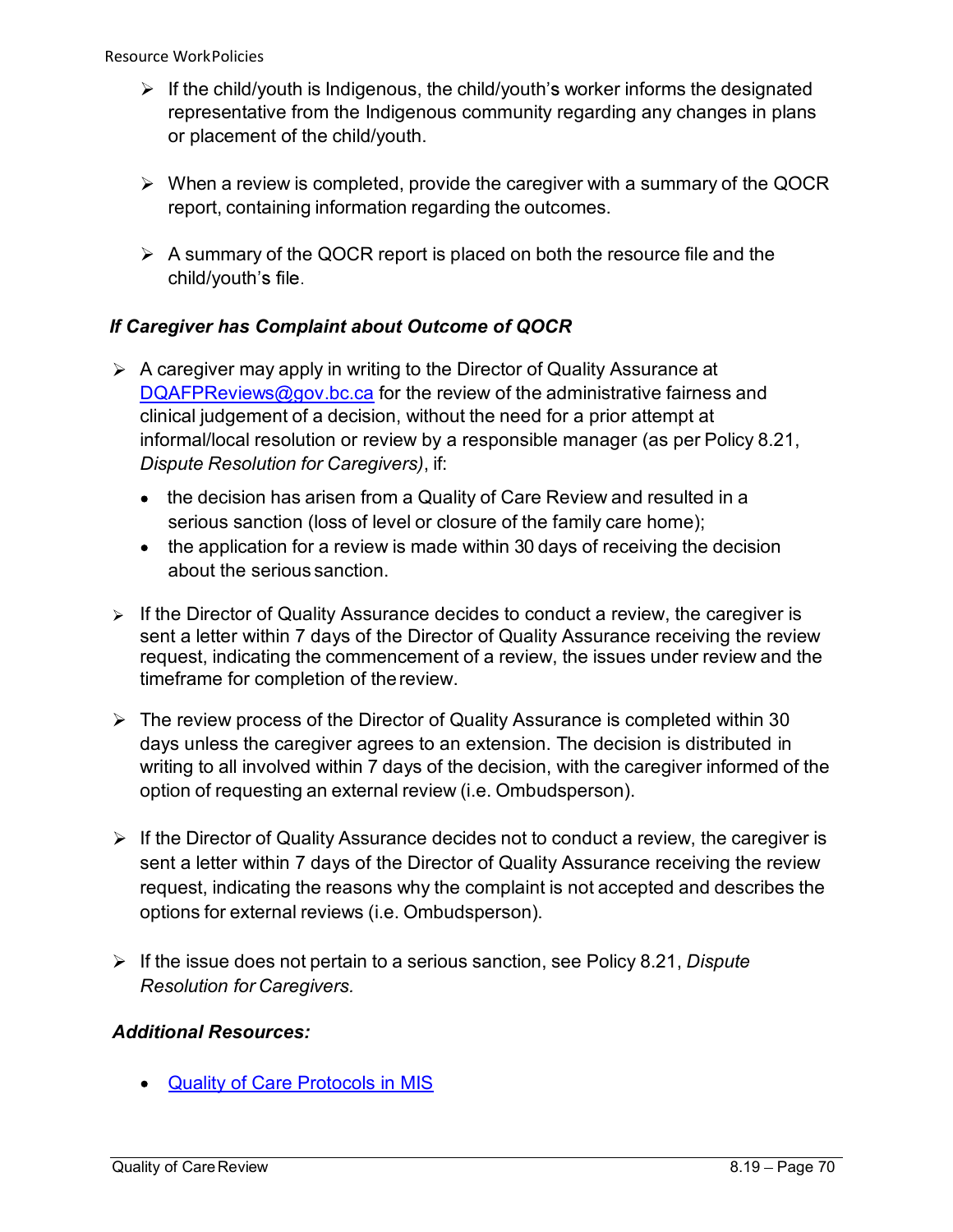- If the child/youth is Indigenous, the child/youth's worker informs the designated representative from the Indigenous community regarding any changes in plans or placement of the child/youth.

- When a review is completed, provide the caregiver with a summary of the QOCR report, containing information regarding the outcomes.

- A summary of the QOCR report is placed on both the resource file and the child/youth's file.

### *If Caregiver has Complaint about Outcome of QOCR*

- A caregiver may apply in writing to the Director of Quality Assurance at DQAFPReviews@gov.bc.ca for the review of the administrative fairness and clinical judgement of a decision, without the need for a prior attempt at informal/local resolution or review by a responsible manager (as per Policy 8.21, *Dispute Resolution for Caregivers)*, if:
    - the decision has arisen from a Quality of Care Review and resulted in a serious sanction (loss of level or closure of the family care home);
    - the application for a review is made within 30 days of receiving the decision about the serious sanction.

- If the Director of Quality Assurance decides to conduct a review, the caregiver is sent a letter within 7 days of the Director of Quality Assurance receiving the review request, indicating the commencement of a review, the issues under review and the timeframe for completion of the review.

- The review process of the Director of Quality Assurance is completed within 30 days unless the caregiver agrees to an extension. The decision is distributed in writing to all involved within 7 days of the decision, with the caregiver informed of the option of requesting an external review (i.e. Ombudsperson).

- If the Director of Quality Assurance decides not to conduct a review, the caregiver is sent a letter within 7 days of the Director of Quality Assurance receiving the review request, indicating the reasons why the complaint is not accepted and describes the options for external reviews (i.e. Ombudsperson).

- If the issue does not pertain to a serious sanction, see Policy 8.21, *Dispute Resolution for Caregivers.*

### *Additional Resources:*

- Quality of Care Protocols in MIS